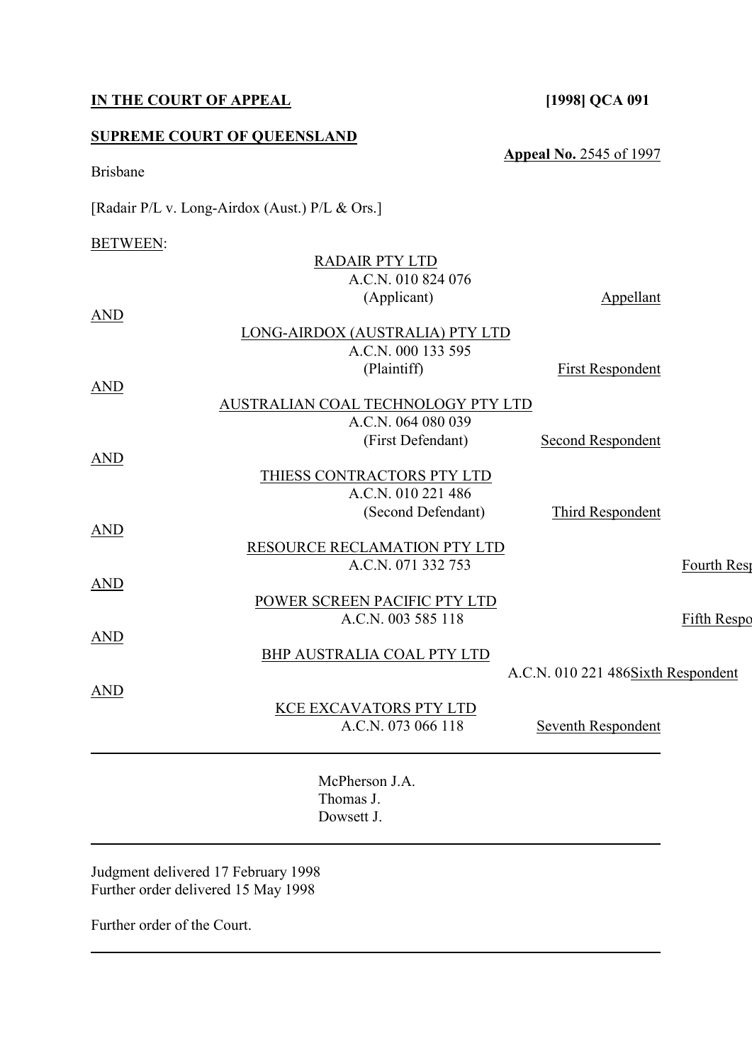**IN THE COURT OF APPEAL** **[1998] QCA 091**

**SUPREME COURT OF QUEENSLAND**

**Appeal No.** 2545 of 1997

Brisbane

[Radair P/L v. Long-Airdox (Aust.) P/L & Ors.]

BETWEEN:

RADAIR PTY LTD
A.C.N. 010 824 076
(Applicant) — Appellant

AND

LONG-AIRDOX (AUSTRALIA) PTY LTD
A.C.N. 000 133 595
(Plaintiff) — First Respondent

AND

AUSTRALIAN COAL TECHNOLOGY PTY LTD
A.C.N. 064 080 039
(First Defendant) — Second Respondent

AND

THIESS CONTRACTORS PTY LTD
A.C.N. 010 221 486
(Second Defendant) — Third Respondent

AND

RESOURCE RECLAMATION PTY LTD
A.C.N. 071 332 753 — Fourth Resp

AND

POWER SCREEN PACIFIC PTY LTD
A.C.N. 003 585 118 — Fifth Respo

AND

BHP AUSTRALIA COAL PTY LTD
A.C.N. 010 221 486 — Sixth Respondent

AND

KCE EXCAVATORS PTY LTD
A.C.N. 073 066 118 — Seventh Respondent

---

McPherson J.A.
Thomas J.
Dowsett J.

---

Judgment delivered 17 February 1998
Further order delivered 15 May 1998

Further order of the Court.

---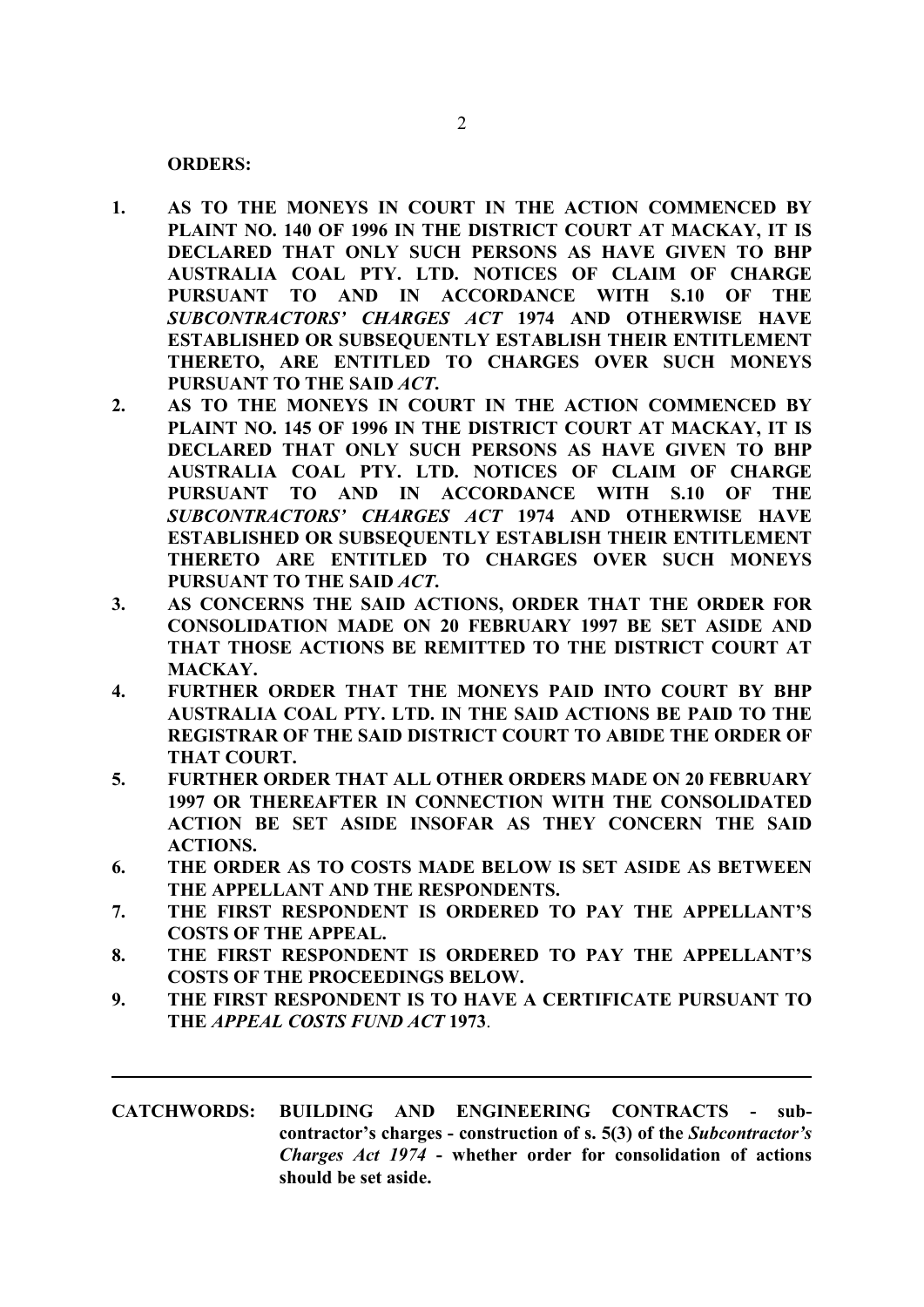**ORDERS:**

1. **AS TO THE MONEYS IN COURT IN THE ACTION COMMENCED BY PLAINT NO. 140 OF 1996 IN THE DISTRICT COURT AT MACKAY, IT IS DECLARED THAT ONLY SUCH PERSONS AS HAVE GIVEN TO BHP AUSTRALIA COAL PTY. LTD. NOTICES OF CLAIM OF CHARGE PURSUANT TO AND IN ACCORDANCE WITH S.10 OF THE *SUBCONTRACTORS' CHARGES ACT* 1974 AND OTHERWISE HAVE ESTABLISHED OR SUBSEQUENTLY ESTABLISH THEIR ENTITLEMENT THERETO, ARE ENTITLED TO CHARGES OVER SUCH MONEYS PURSUANT TO THE SAID *ACT*.**
2. **AS TO THE MONEYS IN COURT IN THE ACTION COMMENCED BY PLAINT NO. 145 OF 1996 IN THE DISTRICT COURT AT MACKAY, IT IS DECLARED THAT ONLY SUCH PERSONS AS HAVE GIVEN TO BHP AUSTRALIA COAL PTY. LTD. NOTICES OF CLAIM OF CHARGE PURSUANT TO AND IN ACCORDANCE WITH S.10 OF THE *SUBCONTRACTORS' CHARGES ACT* 1974 AND OTHERWISE HAVE ESTABLISHED OR SUBSEQUENTLY ESTABLISH THEIR ENTITLEMENT THERETO ARE ENTITLED TO CHARGES OVER SUCH MONEYS PURSUANT TO THE SAID *ACT*.**
3. **AS CONCERNS THE SAID ACTIONS, ORDER THAT THE ORDER FOR CONSOLIDATION MADE ON 20 FEBRUARY 1997 BE SET ASIDE AND THAT THOSE ACTIONS BE REMITTED TO THE DISTRICT COURT AT MACKAY.**
4. **FURTHER ORDER THAT THE MONEYS PAID INTO COURT BY BHP AUSTRALIA COAL PTY. LTD. IN THE SAID ACTIONS BE PAID TO THE REGISTRAR OF THE SAID DISTRICT COURT TO ABIDE THE ORDER OF THAT COURT.**
5. **FURTHER ORDER THAT ALL OTHER ORDERS MADE ON 20 FEBRUARY 1997 OR THEREAFTER IN CONNECTION WITH THE CONSOLIDATED ACTION BE SET ASIDE INSOFAR AS THEY CONCERN THE SAID ACTIONS.**
6. **THE ORDER AS TO COSTS MADE BELOW IS SET ASIDE AS BETWEEN THE APPELLANT AND THE RESPONDENTS.**
7. **THE FIRST RESPONDENT IS ORDERED TO PAY THE APPELLANT'S COSTS OF THE APPEAL.**
8. **THE FIRST RESPONDENT IS ORDERED TO PAY THE APPELLANT'S COSTS OF THE PROCEEDINGS BELOW.**
9. **THE FIRST RESPONDENT IS TO HAVE A CERTIFICATE PURSUANT TO THE *APPEAL COSTS FUND ACT* 1973**.

---

**CATCHWORDS:** **BUILDING AND ENGINEERING CONTRACTS - sub-contractor's charges - construction of s. 5(3) of the *Subcontractor's Charges Act 1974* - whether order for consolidation of actions should be set aside.**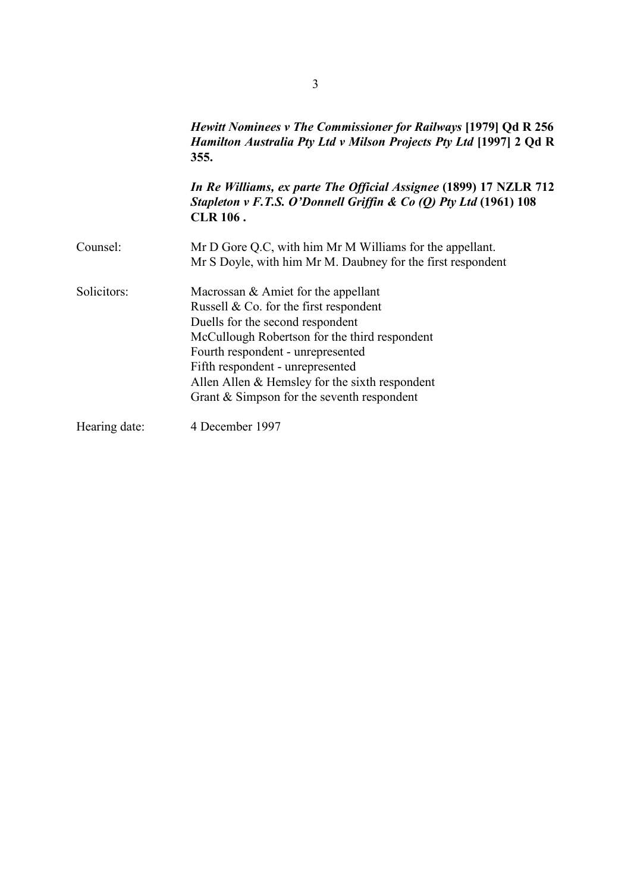***Hewitt Nominees v The Commissioner for Railways* [1979] Qd R 256**
***Hamilton Australia Pty Ltd v Milson Projects Pty Ltd* [1997] 2 Qd R 355.**

***In Re Williams, ex parte The Official Assignee* (1899) 17 NZLR 712**
***Stapleton v F.T.S. O'Donnell Griffin & Co (Q) Pty Ltd* (1961) 108 CLR 106 .**

| | |
|---|---|
| Counsel: | Mr D Gore Q.C, with him Mr M Williams for the appellant.<br>Mr S Doyle, with him Mr M. Daubney for the first respondent |
| Solicitors: | Macrossan & Amiet for the appellant<br>Russell & Co. for the first respondent<br>Duells for the second respondent<br>McCullough Robertson for the third respondent<br>Fourth respondent - unrepresented<br>Fifth respondent - unrepresented<br>Allen Allen & Hemsley for the sixth respondent<br>Grant & Simpson for the seventh respondent |
| Hearing date: | 4 December 1997 |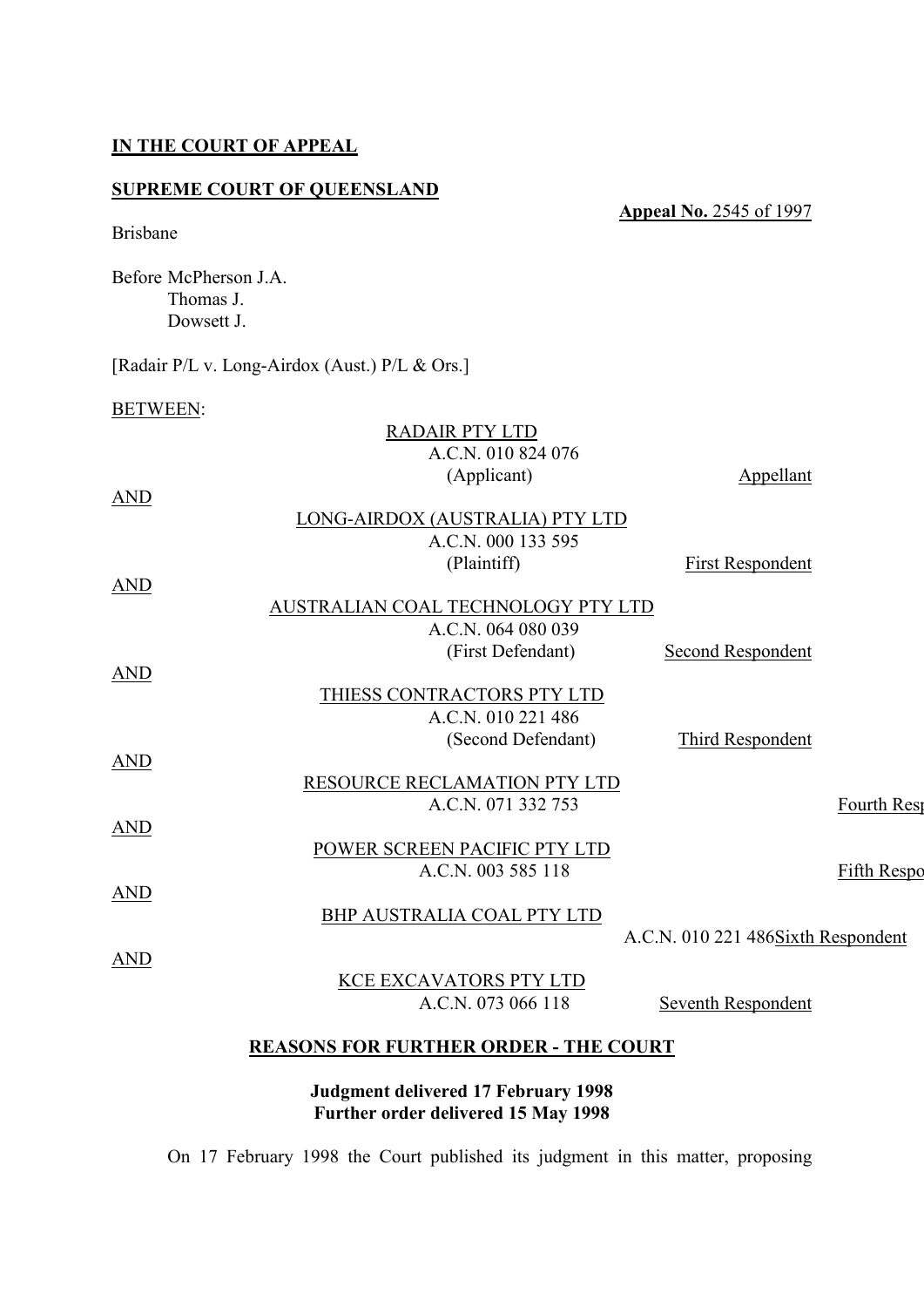**IN THE COURT OF APPEAL**

**SUPREME COURT OF QUEENSLAND**

**Appeal No.** 2545 of 1997

Brisbane

Before McPherson J.A.
Thomas J.
Dowsett J.

[Radair P/L v. Long-Airdox (Aust.) P/L & Ors.]

BETWEEN:

RADAIR PTY LTD
A.C.N. 010 824 076
(Applicant) — Appellant

AND

LONG-AIRDOX (AUSTRALIA) PTY LTD
A.C.N. 000 133 595
(Plaintiff) — First Respondent

AND

AUSTRALIAN COAL TECHNOLOGY PTY LTD
A.C.N. 064 080 039
(First Defendant) — Second Respondent

AND

THIESS CONTRACTORS PTY LTD
A.C.N. 010 221 486
(Second Defendant) — Third Respondent

AND

RESOURCE RECLAMATION PTY LTD
A.C.N. 071 332 753 — Fourth Resp

AND

POWER SCREEN PACIFIC PTY LTD
A.C.N. 003 585 118 — Fifth Respo

AND

BHP AUSTRALIA COAL PTY LTD
A.C.N. 010 221 486 — Sixth Respondent

AND

KCE EXCAVATORS PTY LTD
A.C.N. 073 066 118 — Seventh Respondent

**REASONS FOR FURTHER ORDER - THE COURT**

**Judgment delivered 17 February 1998**
**Further order delivered 15 May 1998**

On 17 February 1998 the Court published its judgment in this matter, proposing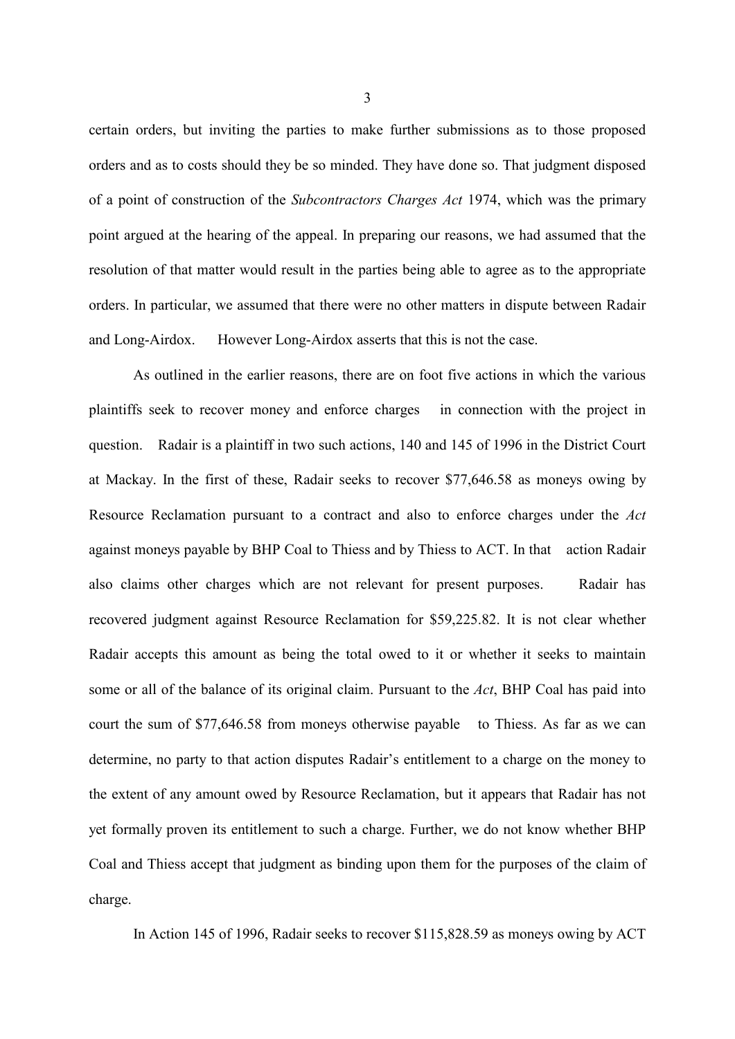certain orders, but inviting the parties to make further submissions as to those proposed orders and as to costs should they be so minded. They have done so. That judgment disposed of a point of construction of the *Subcontractors Charges Act* 1974, which was the primary point argued at the hearing of the appeal. In preparing our reasons, we had assumed that the resolution of that matter would result in the parties being able to agree as to the appropriate orders. In particular, we assumed that there were no other matters in dispute between Radair and Long-Airdox. However Long-Airdox asserts that this is not the case.

As outlined in the earlier reasons, there are on foot five actions in which the various plaintiffs seek to recover money and enforce charges in connection with the project in question. Radair is a plaintiff in two such actions, 140 and 145 of 1996 in the District Court at Mackay. In the first of these, Radair seeks to recover $77,646.58 as moneys owing by Resource Reclamation pursuant to a contract and also to enforce charges under the *Act* against moneys payable by BHP Coal to Thiess and by Thiess to ACT. In that action Radair also claims other charges which are not relevant for present purposes. Radair has recovered judgment against Resource Reclamation for $59,225.82. It is not clear whether Radair accepts this amount as being the total owed to it or whether it seeks to maintain some or all of the balance of its original claim. Pursuant to the *Act*, BHP Coal has paid into court the sum of $77,646.58 from moneys otherwise payable to Thiess. As far as we can determine, no party to that action disputes Radair's entitlement to a charge on the money to the extent of any amount owed by Resource Reclamation, but it appears that Radair has not yet formally proven its entitlement to such a charge. Further, we do not know whether BHP Coal and Thiess accept that judgment as binding upon them for the purposes of the claim of charge.

In Action 145 of 1996, Radair seeks to recover $115,828.59 as moneys owing by ACT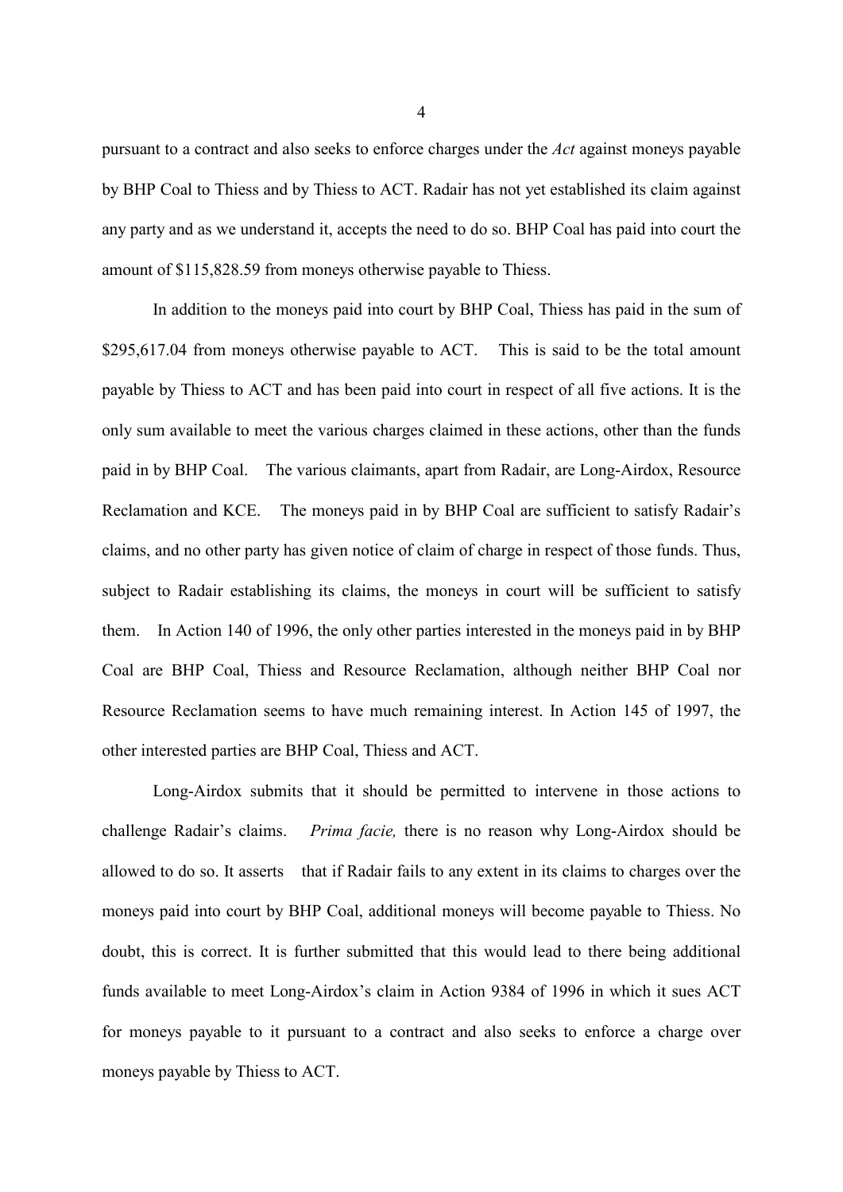pursuant to a contract and also seeks to enforce charges under the *Act* against moneys payable by BHP Coal to Thiess and by Thiess to ACT. Radair has not yet established its claim against any party and as we understand it, accepts the need to do so. BHP Coal has paid into court the amount of $115,828.59 from moneys otherwise payable to Thiess.

In addition to the moneys paid into court by BHP Coal, Thiess has paid in the sum of $295,617.04 from moneys otherwise payable to ACT. This is said to be the total amount payable by Thiess to ACT and has been paid into court in respect of all five actions. It is the only sum available to meet the various charges claimed in these actions, other than the funds paid in by BHP Coal. The various claimants, apart from Radair, are Long-Airdox, Resource Reclamation and KCE. The moneys paid in by BHP Coal are sufficient to satisfy Radair's claims, and no other party has given notice of claim of charge in respect of those funds. Thus, subject to Radair establishing its claims, the moneys in court will be sufficient to satisfy them. In Action 140 of 1996, the only other parties interested in the moneys paid in by BHP Coal are BHP Coal, Thiess and Resource Reclamation, although neither BHP Coal nor Resource Reclamation seems to have much remaining interest. In Action 145 of 1997, the other interested parties are BHP Coal, Thiess and ACT.

Long-Airdox submits that it should be permitted to intervene in those actions to challenge Radair's claims. *Prima facie,* there is no reason why Long-Airdox should be allowed to do so. It asserts that if Radair fails to any extent in its claims to charges over the moneys paid into court by BHP Coal, additional moneys will become payable to Thiess. No doubt, this is correct. It is further submitted that this would lead to there being additional funds available to meet Long-Airdox's claim in Action 9384 of 1996 in which it sues ACT for moneys payable to it pursuant to a contract and also seeks to enforce a charge over moneys payable by Thiess to ACT.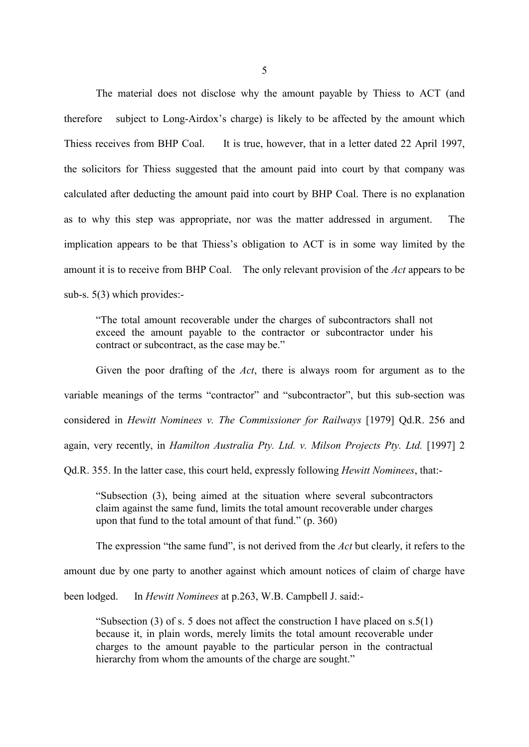The material does not disclose why the amount payable by Thiess to ACT (and therefore subject to Long-Airdox's charge) is likely to be affected by the amount which Thiess receives from BHP Coal. It is true, however, that in a letter dated 22 April 1997, the solicitors for Thiess suggested that the amount paid into court by that company was calculated after deducting the amount paid into court by BHP Coal. There is no explanation as to why this step was appropriate, nor was the matter addressed in argument. The implication appears to be that Thiess's obligation to ACT is in some way limited by the amount it is to receive from BHP Coal. The only relevant provision of the *Act* appears to be sub-s. 5(3) which provides:-

> "The total amount recoverable under the charges of subcontractors shall not exceed the amount payable to the contractor or subcontractor under his contract or subcontract, as the case may be."

Given the poor drafting of the *Act*, there is always room for argument as to the variable meanings of the terms "contractor" and "subcontractor", but this sub-section was considered in *Hewitt Nominees v. The Commissioner for Railways* [1979] Qd.R. 256 and again, very recently, in *Hamilton Australia Pty. Ltd. v. Milson Projects Pty. Ltd.* [1997] 2 Qd.R. 355. In the latter case, this court held, expressly following *Hewitt Nominees*, that:-

> "Subsection (3), being aimed at the situation where several subcontractors claim against the same fund, limits the total amount recoverable under charges upon that fund to the total amount of that fund." (p. 360)

The expression "the same fund", is not derived from the *Act* but clearly, it refers to the amount due by one party to another against which amount notices of claim of charge have been lodged. In *Hewitt Nominees* at p.263, W.B. Campbell J. said:-

> "Subsection (3) of s. 5 does not affect the construction I have placed on s.5(1) because it, in plain words, merely limits the total amount recoverable under charges to the amount payable to the particular person in the contractual hierarchy from whom the amounts of the charge are sought."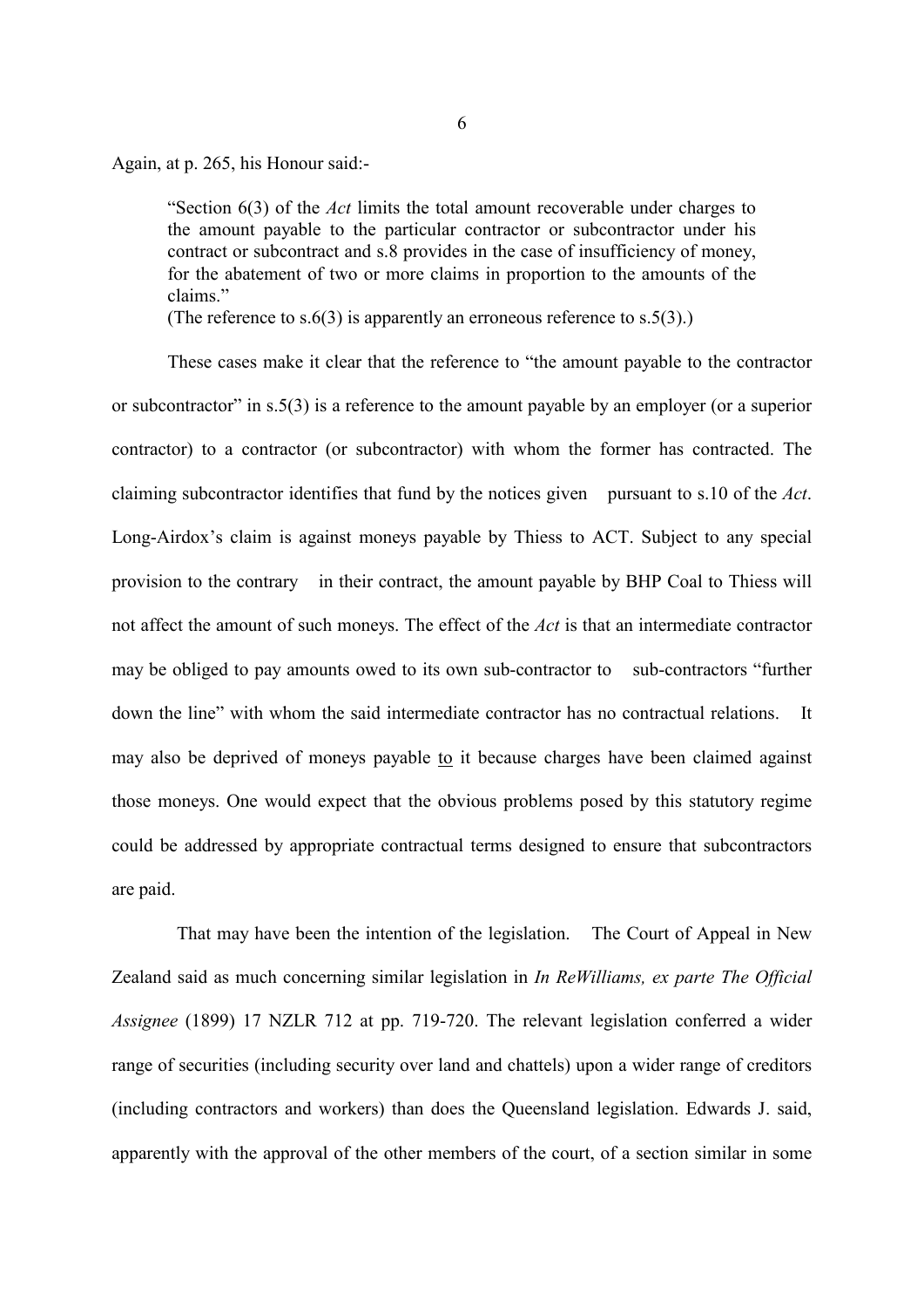Again, at p. 265, his Honour said:-

> "Section 6(3) of the *Act* limits the total amount recoverable under charges to the amount payable to the particular contractor or subcontractor under his contract or subcontract and s.8 provides in the case of insufficiency of money, for the abatement of two or more claims in proportion to the amounts of the claims."
>
> (The reference to s.6(3) is apparently an erroneous reference to s.5(3).)

These cases make it clear that the reference to "the amount payable to the contractor or subcontractor" in s.5(3) is a reference to the amount payable by an employer (or a superior contractor) to a contractor (or subcontractor) with whom the former has contracted. The claiming subcontractor identifies that fund by the notices given pursuant to s.10 of the *Act*. Long-Airdox's claim is against moneys payable by Thiess to ACT. Subject to any special provision to the contrary in their contract, the amount payable by BHP Coal to Thiess will not affect the amount of such moneys. The effect of the *Act* is that an intermediate contractor may be obliged to pay amounts owed to its own sub-contractor to sub-contractors "further down the line" with whom the said intermediate contractor has no contractual relations. It may also be deprived of moneys payable <u>to</u> it because charges have been claimed against those moneys. One would expect that the obvious problems posed by this statutory regime could be addressed by appropriate contractual terms designed to ensure that subcontractors are paid.

That may have been the intention of the legislation. The Court of Appeal in New Zealand said as much concerning similar legislation in *In ReWilliams, ex parte The Official Assignee* (1899) 17 NZLR 712 at pp. 719-720. The relevant legislation conferred a wider range of securities (including security over land and chattels) upon a wider range of creditors (including contractors and workers) than does the Queensland legislation. Edwards J. said, apparently with the approval of the other members of the court, of a section similar in some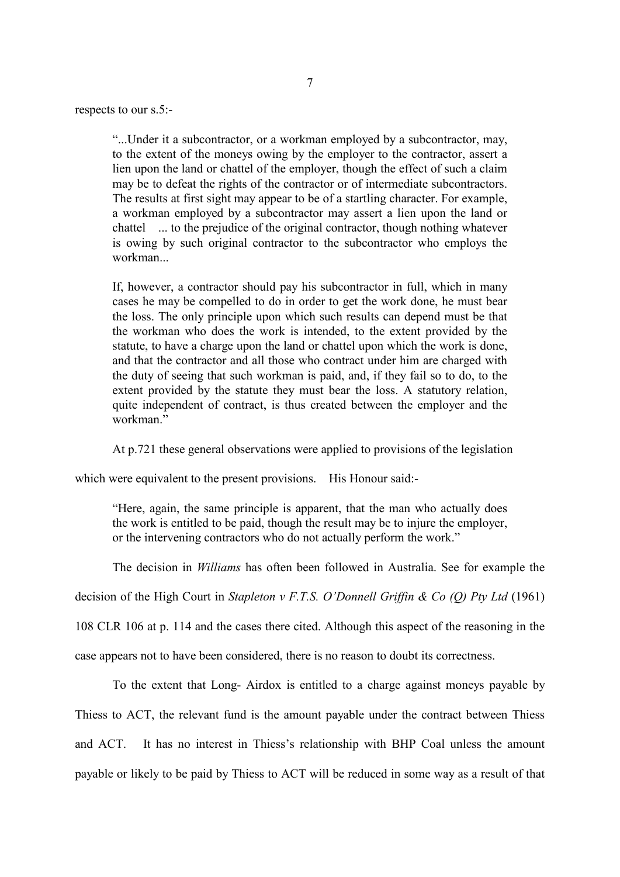respects to our s.5:-

> "...Under it a subcontractor, or a workman employed by a subcontractor, may, to the extent of the moneys owing by the employer to the contractor, assert a lien upon the land or chattel of the employer, though the effect of such a claim may be to defeat the rights of the contractor or of intermediate subcontractors. The results at first sight may appear to be of a startling character. For example, a workman employed by a subcontractor may assert a lien upon the land or chattel ... to the prejudice of the original contractor, though nothing whatever is owing by such original contractor to the subcontractor who employs the workman...
>
> If, however, a contractor should pay his subcontractor in full, which in many cases he may be compelled to do in order to get the work done, he must bear the loss. The only principle upon which such results can depend must be that the workman who does the work is intended, to the extent provided by the statute, to have a charge upon the land or chattel upon which the work is done, and that the contractor and all those who contract under him are charged with the duty of seeing that such workman is paid, and, if they fail so to do, to the extent provided by the statute they must bear the loss. A statutory relation, quite independent of contract, is thus created between the employer and the workman."

At p.721 these general observations were applied to provisions of the legislation which were equivalent to the present provisions. His Honour said:-

> "Here, again, the same principle is apparent, that the man who actually does the work is entitled to be paid, though the result may be to injure the employer, or the intervening contractors who do not actually perform the work."

The decision in *Williams* has often been followed in Australia. See for example the decision of the High Court in *Stapleton v F.T.S. O'Donnell Griffin & Co (Q) Pty Ltd* (1961) 108 CLR 106 at p. 114 and the cases there cited. Although this aspect of the reasoning in the case appears not to have been considered, there is no reason to doubt its correctness.

To the extent that Long- Airdox is entitled to a charge against moneys payable by Thiess to ACT, the relevant fund is the amount payable under the contract between Thiess and ACT. It has no interest in Thiess's relationship with BHP Coal unless the amount payable or likely to be paid by Thiess to ACT will be reduced in some way as a result of that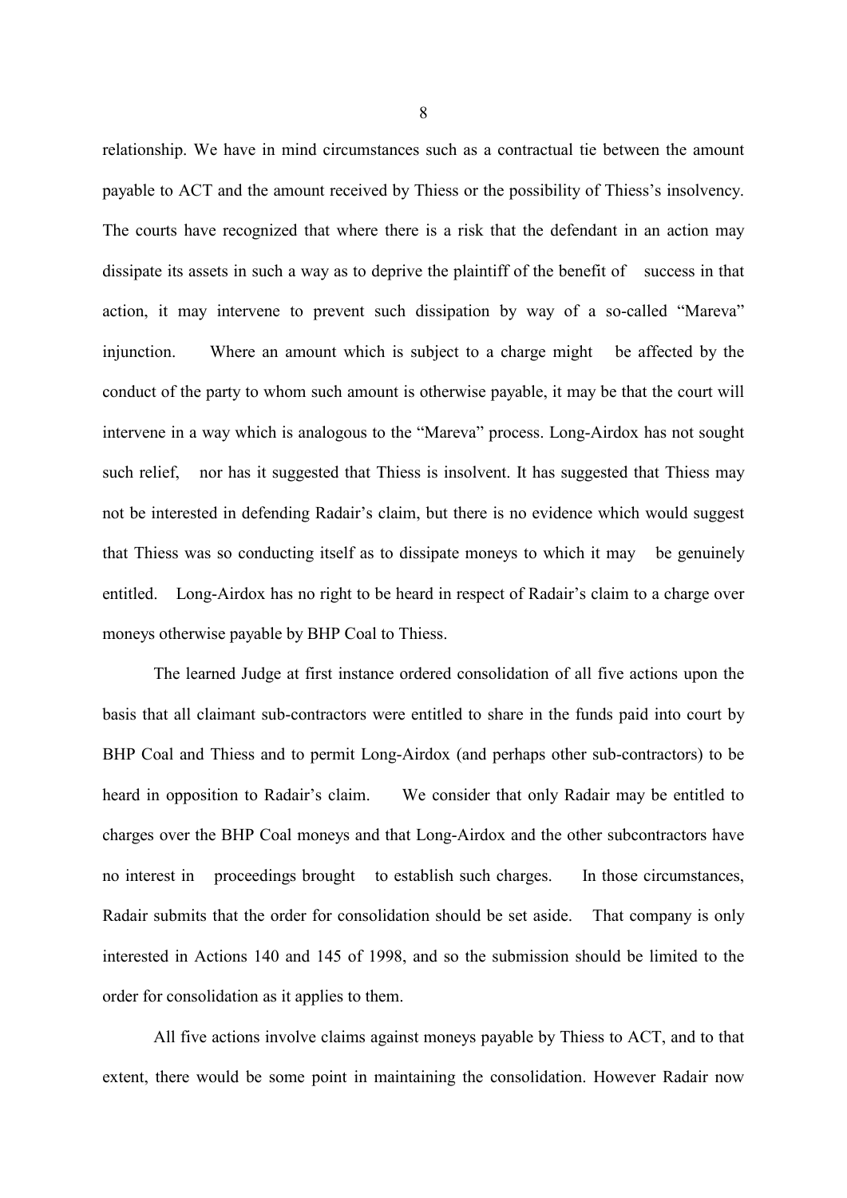relationship. We have in mind circumstances such as a contractual tie between the amount payable to ACT and the amount received by Thiess or the possibility of Thiess's insolvency. The courts have recognized that where there is a risk that the defendant in an action may dissipate its assets in such a way as to deprive the plaintiff of the benefit of success in that action, it may intervene to prevent such dissipation by way of a so-called "Mareva" injunction. Where an amount which is subject to a charge might be affected by the conduct of the party to whom such amount is otherwise payable, it may be that the court will intervene in a way which is analogous to the "Mareva" process. Long-Airdox has not sought such relief, nor has it suggested that Thiess is insolvent. It has suggested that Thiess may not be interested in defending Radair's claim, but there is no evidence which would suggest that Thiess was so conducting itself as to dissipate moneys to which it may be genuinely entitled. Long-Airdox has no right to be heard in respect of Radair's claim to a charge over moneys otherwise payable by BHP Coal to Thiess.

The learned Judge at first instance ordered consolidation of all five actions upon the basis that all claimant sub-contractors were entitled to share in the funds paid into court by BHP Coal and Thiess and to permit Long-Airdox (and perhaps other sub-contractors) to be heard in opposition to Radair's claim. We consider that only Radair may be entitled to charges over the BHP Coal moneys and that Long-Airdox and the other subcontractors have no interest in proceedings brought to establish such charges. In those circumstances, Radair submits that the order for consolidation should be set aside. That company is only interested in Actions 140 and 145 of 1998, and so the submission should be limited to the order for consolidation as it applies to them.

All five actions involve claims against moneys payable by Thiess to ACT, and to that extent, there would be some point in maintaining the consolidation. However Radair now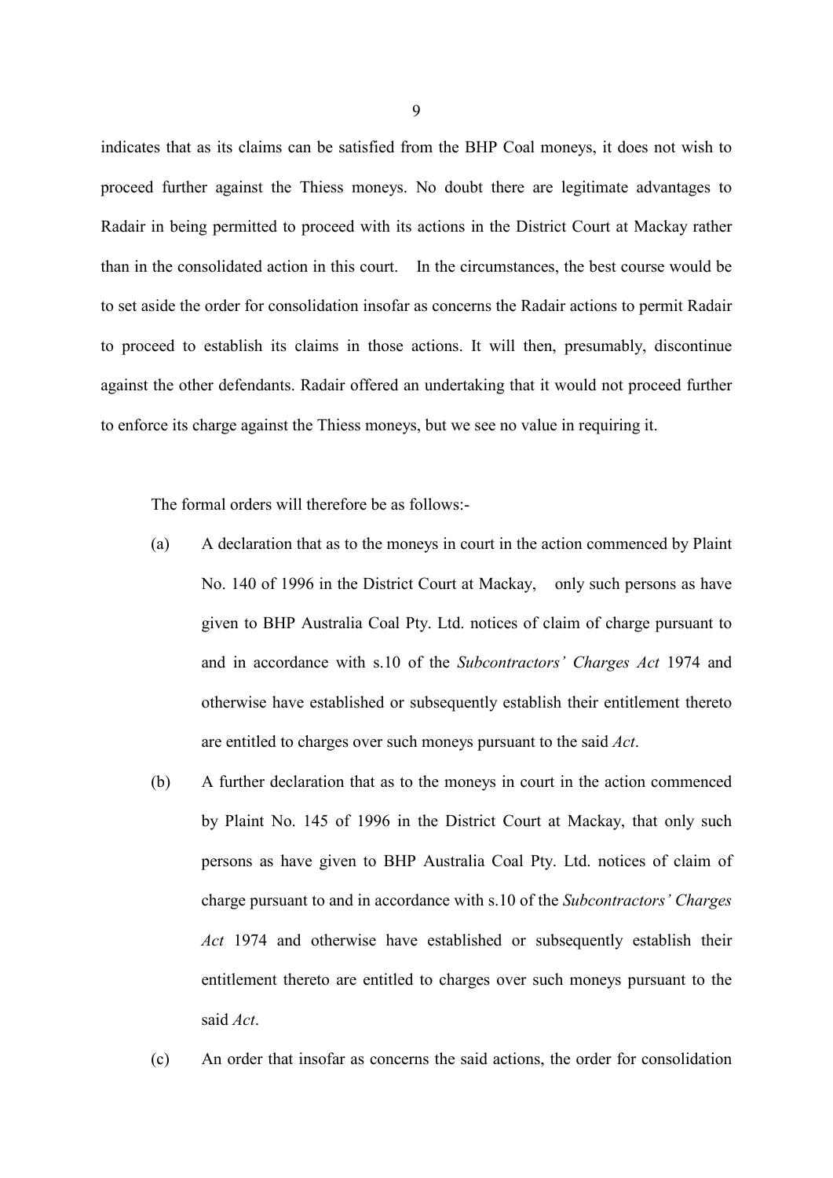indicates that as its claims can be satisfied from the BHP Coal moneys, it does not wish to proceed further against the Thiess moneys. No doubt there are legitimate advantages to Radair in being permitted to proceed with its actions in the District Court at Mackay rather than in the consolidated action in this court. In the circumstances, the best course would be to set aside the order for consolidation insofar as concerns the Radair actions to permit Radair to proceed to establish its claims in those actions. It will then, presumably, discontinue against the other defendants. Radair offered an undertaking that it would not proceed further to enforce its charge against the Thiess moneys, but we see no value in requiring it.

The formal orders will therefore be as follows:-

(a) A declaration that as to the moneys in court in the action commenced by Plaint No. 140 of 1996 in the District Court at Mackay, only such persons as have given to BHP Australia Coal Pty. Ltd. notices of claim of charge pursuant to and in accordance with s.10 of the *Subcontractors' Charges Act* 1974 and otherwise have established or subsequently establish their entitlement thereto are entitled to charges over such moneys pursuant to the said *Act*.

(b) A further declaration that as to the moneys in court in the action commenced by Plaint No. 145 of 1996 in the District Court at Mackay, that only such persons as have given to BHP Australia Coal Pty. Ltd. notices of claim of charge pursuant to and in accordance with s.10 of the *Subcontractors' Charges Act* 1974 and otherwise have established or subsequently establish their entitlement thereto are entitled to charges over such moneys pursuant to the said *Act*.

(c) An order that insofar as concerns the said actions, the order for consolidation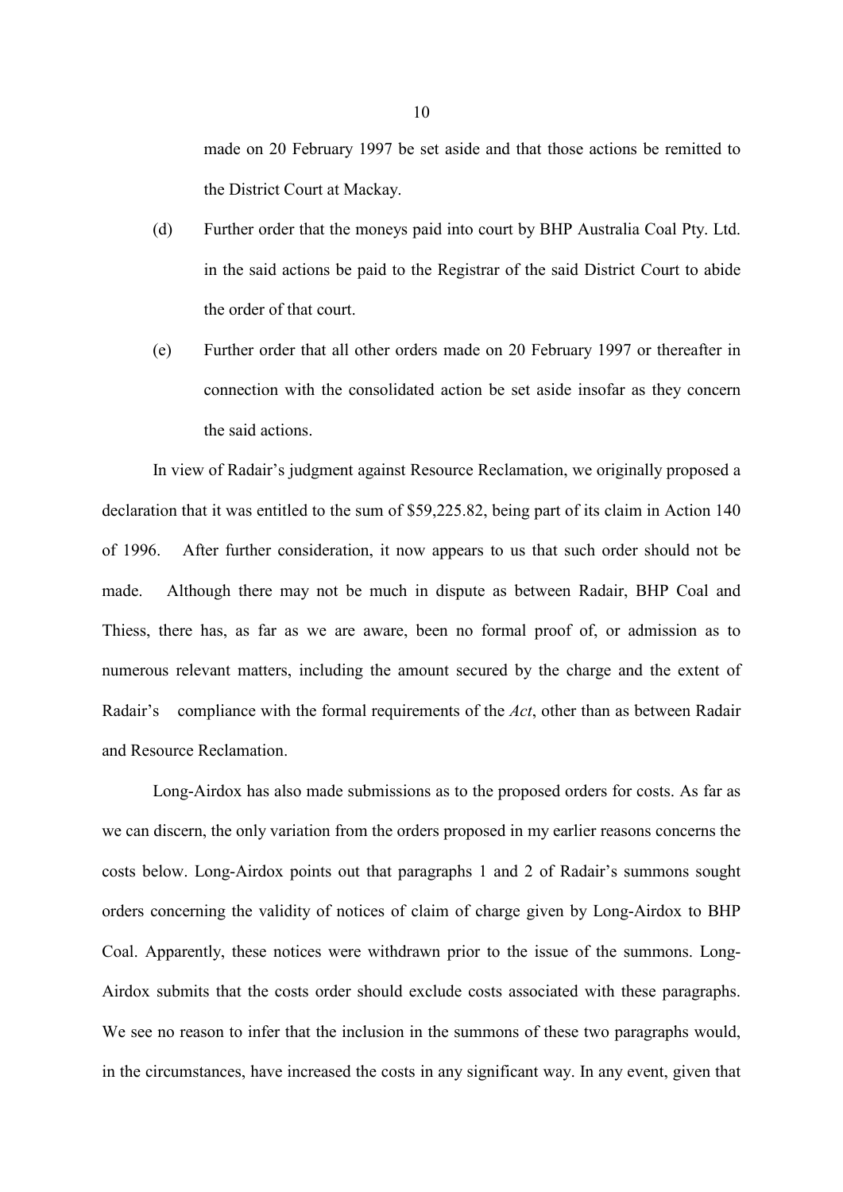made on 20 February 1997 be set aside and that those actions be remitted to the District Court at Mackay.

(d) Further order that the moneys paid into court by BHP Australia Coal Pty. Ltd. in the said actions be paid to the Registrar of the said District Court to abide the order of that court.

(e) Further order that all other orders made on 20 February 1997 or thereafter in connection with the consolidated action be set aside insofar as they concern the said actions.

In view of Radair's judgment against Resource Reclamation, we originally proposed a declaration that it was entitled to the sum of $59,225.82, being part of its claim in Action 140 of 1996. After further consideration, it now appears to us that such order should not be made. Although there may not be much in dispute as between Radair, BHP Coal and Thiess, there has, as far as we are aware, been no formal proof of, or admission as to numerous relevant matters, including the amount secured by the charge and the extent of Radair's compliance with the formal requirements of the *Act*, other than as between Radair and Resource Reclamation.

Long-Airdox has also made submissions as to the proposed orders for costs. As far as we can discern, the only variation from the orders proposed in my earlier reasons concerns the costs below. Long-Airdox points out that paragraphs 1 and 2 of Radair's summons sought orders concerning the validity of notices of claim of charge given by Long-Airdox to BHP Coal. Apparently, these notices were withdrawn prior to the issue of the summons. Long-Airdox submits that the costs order should exclude costs associated with these paragraphs. We see no reason to infer that the inclusion in the summons of these two paragraphs would, in the circumstances, have increased the costs in any significant way. In any event, given that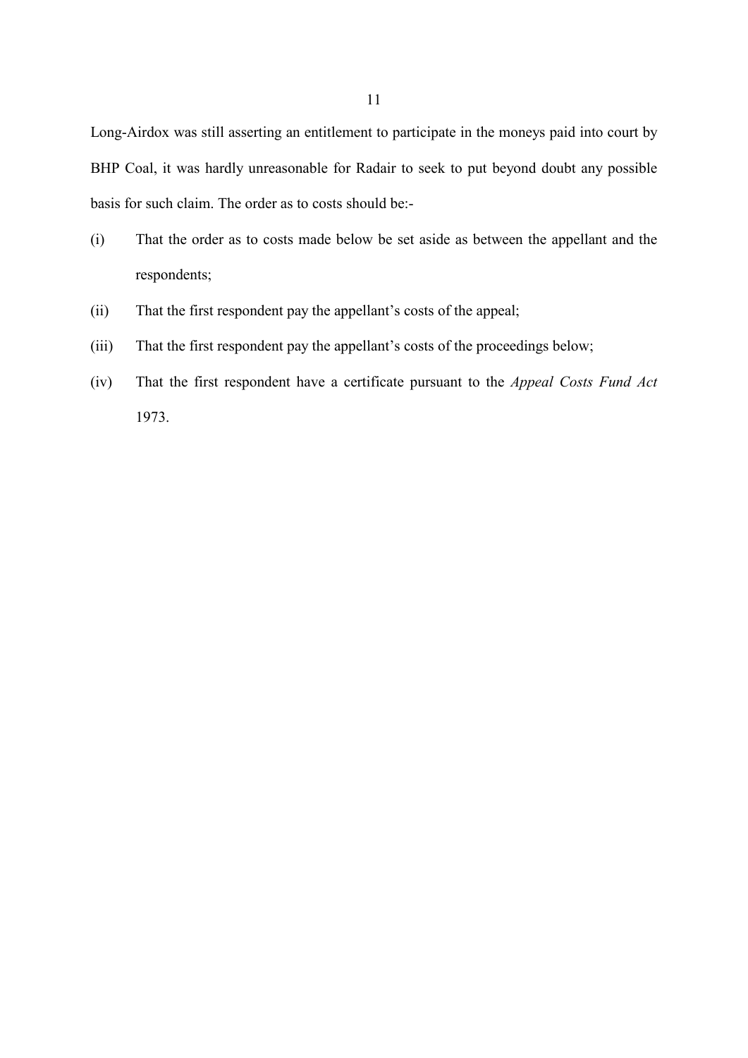Long-Airdox was still asserting an entitlement to participate in the moneys paid into court by BHP Coal, it was hardly unreasonable for Radair to seek to put beyond doubt any possible basis for such claim. The order as to costs should be:-

(i) That the order as to costs made below be set aside as between the appellant and the respondents;

(ii) That the first respondent pay the appellant's costs of the appeal;

(iii) That the first respondent pay the appellant's costs of the proceedings below;

(iv) That the first respondent have a certificate pursuant to the *Appeal Costs Fund Act* 1973.